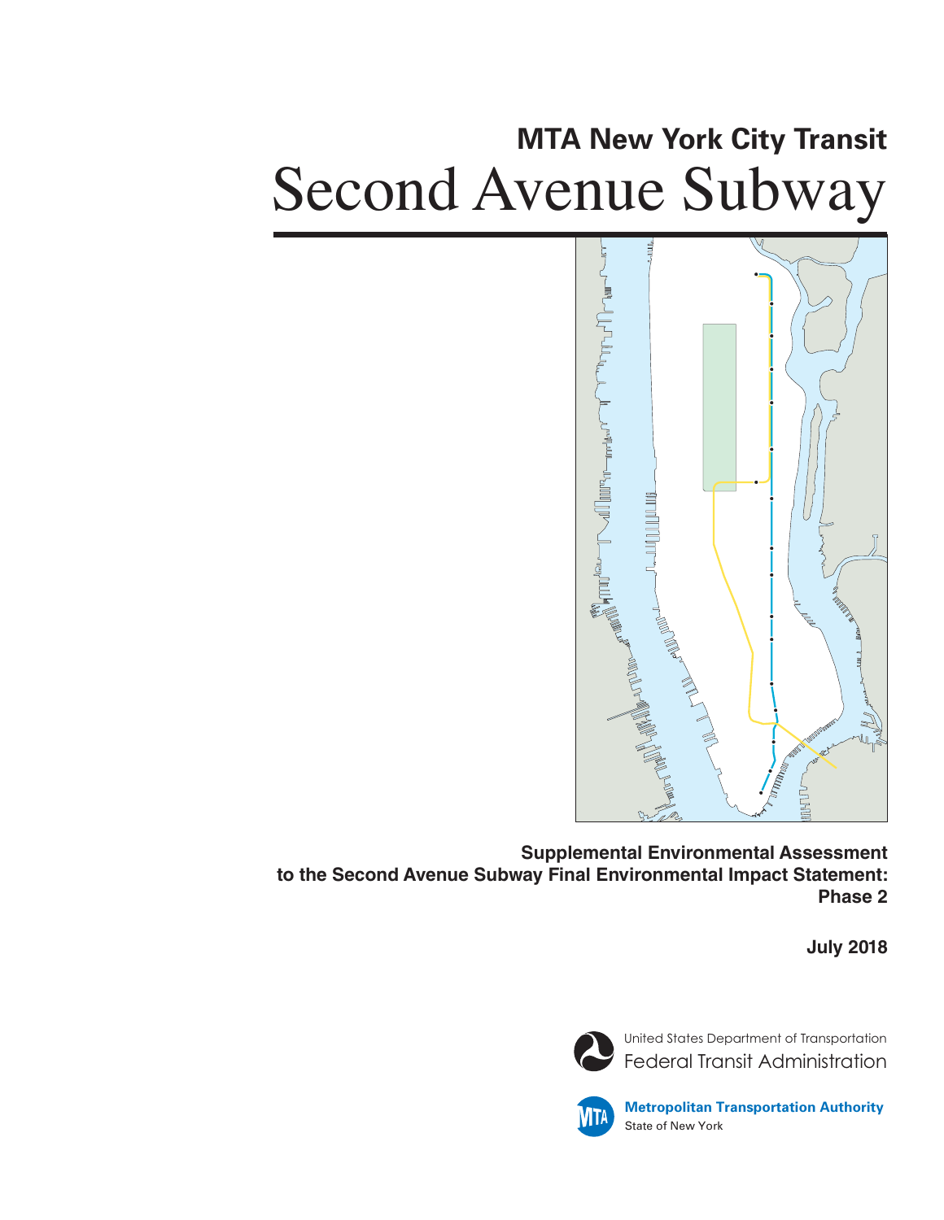**MTA New York City Transit**

# Second Avenue Subway

**Supplemental Environmental Assessment to the Second Avenue Subway Final Environmental Impact Statement: Phase 2**

**July 2018**

United States Department of Transportation
Federal Transit Administration

**Metropolitan Transportation Authority**
State of New York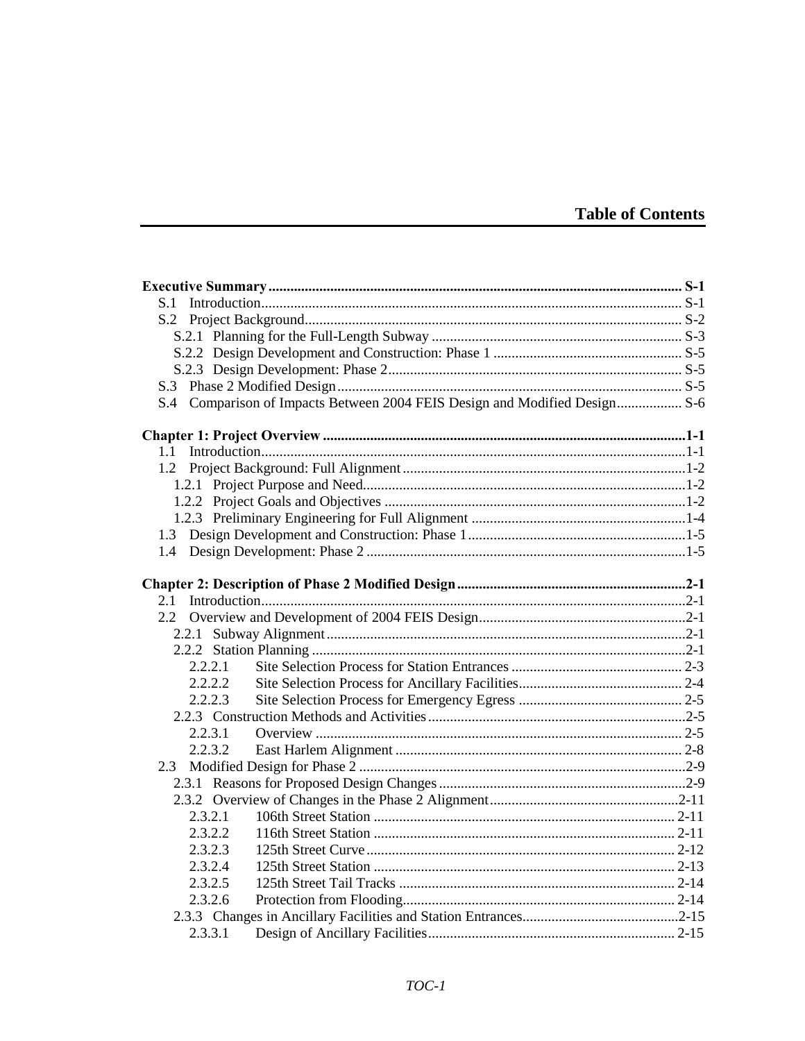# Table of Contents

**Executive Summary** .......... **S-1**
- S.1 Introduction .......... S-1
- S.2 Project Background .......... S-2
  - S.2.1 Planning for the Full-Length Subway .......... S-3
  - S.2.2 Design Development and Construction: Phase 1 .......... S-5
  - S.2.3 Design Development: Phase 2 .......... S-5
- S.3 Phase 2 Modified Design .......... S-5
- S.4 Comparison of Impacts Between 2004 FEIS Design and Modified Design .......... S-6

**Chapter 1: Project Overview** .......... **1-1**
- 1.1 Introduction .......... 1-1
- 1.2 Project Background: Full Alignment .......... 1-2
  - 1.2.1 Project Purpose and Need .......... 1-2
  - 1.2.2 Project Goals and Objectives .......... 1-2
  - 1.2.3 Preliminary Engineering for Full Alignment .......... 1-4
- 1.3 Design Development and Construction: Phase 1 .......... 1-5
- 1.4 Design Development: Phase 2 .......... 1-5

**Chapter 2: Description of Phase 2 Modified Design** .......... **2-1**
- 2.1 Introduction .......... 2-1
- 2.2 Overview and Development of 2004 FEIS Design .......... 2-1
  - 2.2.1 Subway Alignment .......... 2-1
  - 2.2.2 Station Planning .......... 2-1
    - 2.2.2.1 Site Selection Process for Station Entrances .......... 2-3
    - 2.2.2.2 Site Selection Process for Ancillary Facilities .......... 2-4
    - 2.2.2.3 Site Selection Process for Emergency Egress .......... 2-5
  - 2.2.3 Construction Methods and Activities .......... 2-5
    - 2.2.3.1 Overview .......... 2-5
    - 2.2.3.2 East Harlem Alignment .......... 2-8
- 2.3 Modified Design for Phase 2 .......... 2-9
  - 2.3.1 Reasons for Proposed Design Changes .......... 2-9
  - 2.3.2 Overview of Changes in the Phase 2 Alignment .......... 2-11
    - 2.3.2.1 106th Street Station .......... 2-11
    - 2.3.2.2 116th Street Station .......... 2-11
    - 2.3.2.3 125th Street Curve .......... 2-12
    - 2.3.2.4 125th Street Station .......... 2-13
    - 2.3.2.5 125th Street Tail Tracks .......... 2-14
    - 2.3.2.6 Protection from Flooding .......... 2-14
  - 2.3.3 Changes in Ancillary Facilities and Station Entrances .......... 2-15
    - 2.3.3.1 Design of Ancillary Facilities .......... 2-15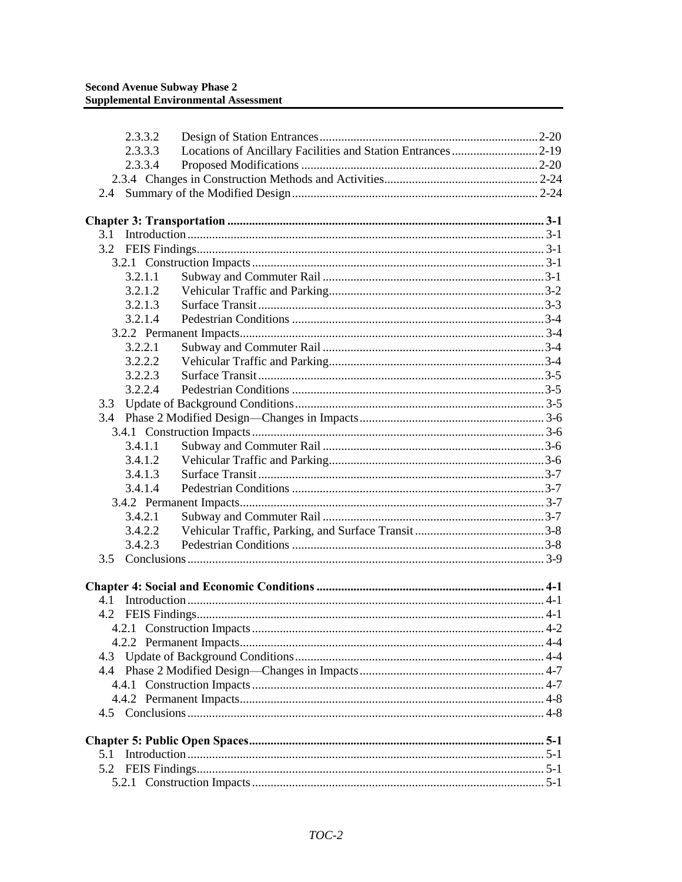2.3.3.2 Design of Station Entrances ........................................................................ 2-20
2.3.3.3 Locations of Ancillary Facilities and Station Entrances ............................ 2-19
2.3.3.4 Proposed Modifications ............................................................................. 2-20
2.3.4 Changes in Construction Methods and Activities .................................................. 2-24
2.4 Summary of the Modified Design ................................................................................ 2-24

**Chapter 3: Transportation ...................................................................................................... 3-1**
3.1 Introduction ................................................................................................................... 3-1
3.2 FEIS Findings ................................................................................................................ 3-1
3.2.1 Construction Impacts .............................................................................................. 3-1
3.2.1.1 Subway and Commuter Rail ........................................................................ 3-1
3.2.1.2 Vehicular Traffic and Parking ...................................................................... 3-2
3.2.1.3 Surface Transit ............................................................................................. 3-3
3.2.1.4 Pedestrian Conditions .................................................................................. 3-4
3.2.2 Permanent Impacts .................................................................................................. 3-4
3.2.2.1 Subway and Commuter Rail ........................................................................ 3-4
3.2.2.2 Vehicular Traffic and Parking ...................................................................... 3-4
3.2.2.3 Surface Transit ............................................................................................. 3-5
3.2.2.4 Pedestrian Conditions .................................................................................. 3-5
3.3 Update of Background Conditions ................................................................................ 3-5
3.4 Phase 2 Modified Design—Changes in Impacts ............................................................ 3-6
3.4.1 Construction Impacts .............................................................................................. 3-6
3.4.1.1 Subway and Commuter Rail ........................................................................ 3-6
3.4.1.2 Vehicular Traffic and Parking ...................................................................... 3-6
3.4.1.3 Surface Transit ............................................................................................. 3-7
3.4.1.4 Pedestrian Conditions .................................................................................. 3-7
3.4.2 Permanent Impacts .................................................................................................. 3-7
3.4.2.1 Subway and Commuter Rail ........................................................................ 3-7
3.4.2.2 Vehicular Traffic, Parking, and Surface Transit .......................................... 3-8
3.4.2.3 Pedestrian Conditions .................................................................................. 3-8
3.5 Conclusions ................................................................................................................... 3-9

**Chapter 4: Social and Economic Conditions .......................................................................... 4-1**
4.1 Introduction ................................................................................................................... 4-1
4.2 FEIS Findings ................................................................................................................ 4-1
4.2.1 Construction Impacts .............................................................................................. 4-2
4.2.2 Permanent Impacts .................................................................................................. 4-4
4.3 Update of Background Conditions ................................................................................ 4-4
4.4 Phase 2 Modified Design—Changes in Impacts ............................................................ 4-7
4.4.1 Construction Impacts .............................................................................................. 4-7
4.4.2 Permanent Impacts .................................................................................................. 4-8
4.5 Conclusions ................................................................................................................... 4-8

**Chapter 5: Public Open Spaces ............................................................................................... 5-1**
5.1 Introduction ................................................................................................................... 5-1
5.2 FEIS Findings ................................................................................................................ 5-1
5.2.1 Construction Impacts .............................................................................................. 5-1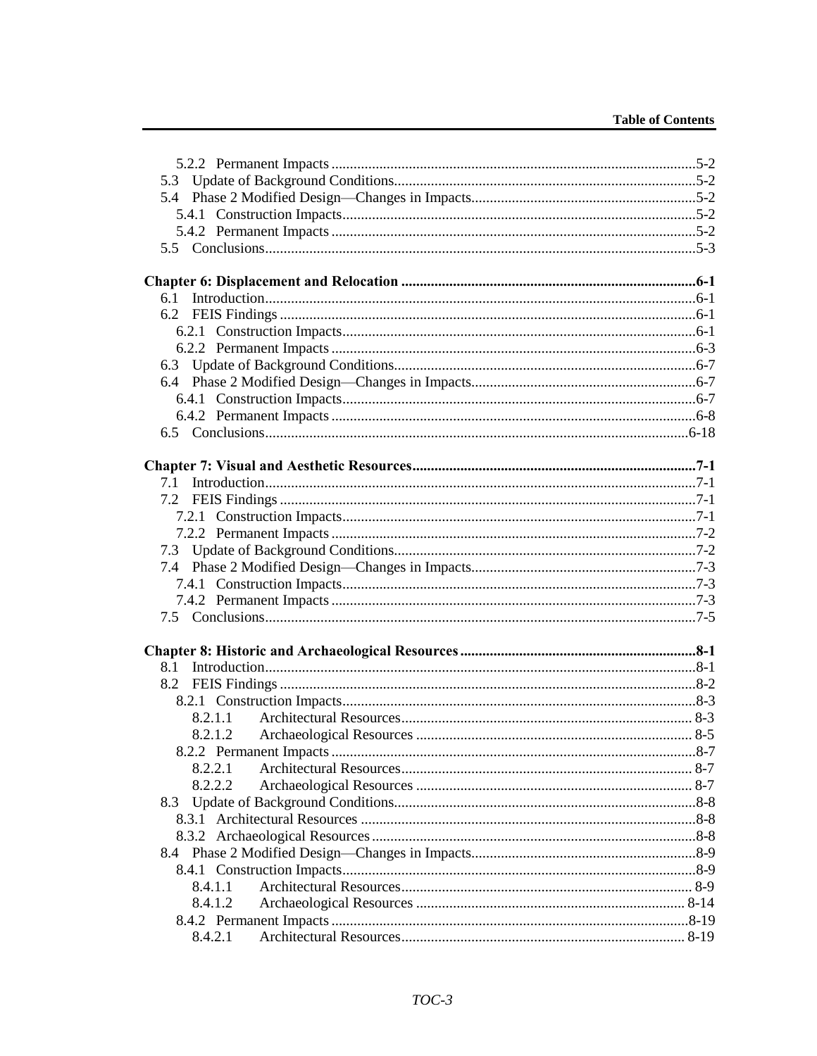5.2.2 Permanent Impacts ....................................................................................................5-2
5.3 Update of Background Conditions.................................................................................5-2
5.4 Phase 2 Modified Design—Changes in Impacts............................................................5-2
5.4.1 Construction Impacts...............................................................................................5-2
5.4.2 Permanent Impacts ..................................................................................................5-2
5.5 Conclusions....................................................................................................................5-3

**Chapter 6: Displacement and Relocation ..............................................................................6-1**
6.1 Introduction....................................................................................................................6-1
6.2 FEIS Findings ................................................................................................................6-1
6.2.1 Construction Impacts...............................................................................................6-1
6.2.2 Permanent Impacts ..................................................................................................6-3
6.3 Update of Background Conditions.................................................................................6-7
6.4 Phase 2 Modified Design—Changes in Impacts............................................................6-7
6.4.1 Construction Impacts...............................................................................................6-7
6.4.2 Permanent Impacts ..................................................................................................6-8
6.5 Conclusions..................................................................................................................6-18

**Chapter 7: Visual and Aesthetic Resources............................................................................7-1**
7.1 Introduction....................................................................................................................7-1
7.2 FEIS Findings ................................................................................................................7-1
7.2.1 Construction Impacts...............................................................................................7-1
7.2.2 Permanent Impacts ..................................................................................................7-2
7.3 Update of Background Conditions.................................................................................7-2
7.4 Phase 2 Modified Design—Changes in Impacts............................................................7-3
7.4.1 Construction Impacts...............................................................................................7-3
7.4.2 Permanent Impacts ..................................................................................................7-3
7.5 Conclusions....................................................................................................................7-5

**Chapter 8: Historic and Archaeological Resources ...............................................................8-1**
8.1 Introduction....................................................................................................................8-1
8.2 FEIS Findings ................................................................................................................8-2
8.2.1 Construction Impacts...............................................................................................8-3
8.2.1.1 Architectural Resources.............................................................................. 8-3
8.2.1.2 Archaeological Resources .......................................................................... 8-5
8.2.2 Permanent Impacts ..................................................................................................8-7
8.2.2.1 Architectural Resources.............................................................................. 8-7
8.2.2.2 Archaeological Resources .......................................................................... 8-7
8.3 Update of Background Conditions.................................................................................8-8
8.3.1 Architectural Resources ..........................................................................................8-8
8.3.2 Archaeological Resources .......................................................................................8-8
8.4 Phase 2 Modified Design—Changes in Impacts............................................................8-9
8.4.1 Construction Impacts...............................................................................................8-9
8.4.1.1 Architectural Resources.............................................................................. 8-9
8.4.1.2 Archaeological Resources ........................................................................ 8-14
8.4.2 Permanent Impacts ................................................................................................8-19
8.4.2.1 Architectural Resources............................................................................ 8-19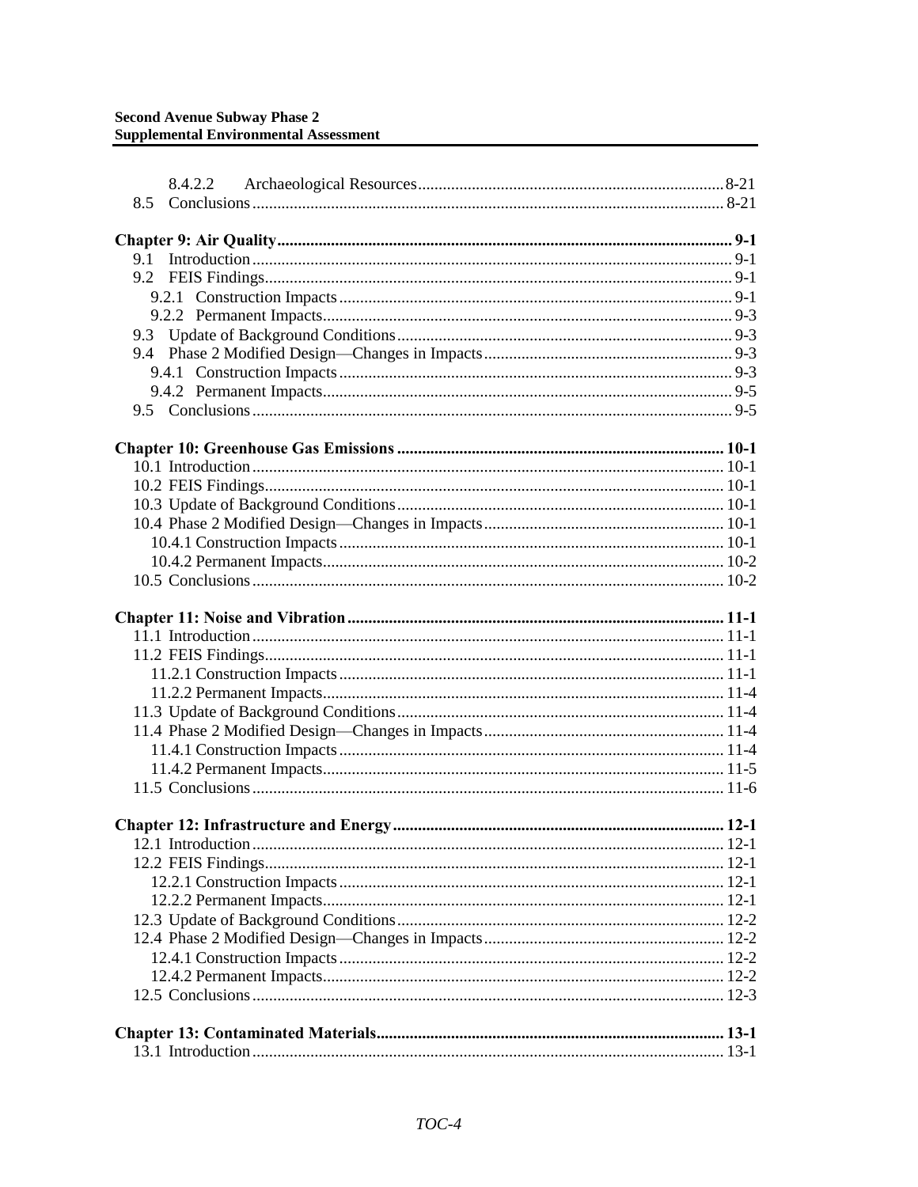8.4.2.2 Archaeological Resources ........ 8-21
8.5 Conclusions ........ 8-21

**Chapter 9: Air Quality ........ 9-1**
9.1 Introduction ........ 9-1
9.2 FEIS Findings ........ 9-1
9.2.1 Construction Impacts ........ 9-1
9.2.2 Permanent Impacts ........ 9-3
9.3 Update of Background Conditions ........ 9-3
9.4 Phase 2 Modified Design—Changes in Impacts ........ 9-3
9.4.1 Construction Impacts ........ 9-3
9.4.2 Permanent Impacts ........ 9-5
9.5 Conclusions ........ 9-5

**Chapter 10: Greenhouse Gas Emissions ........ 10-1**
10.1 Introduction ........ 10-1
10.2 FEIS Findings ........ 10-1
10.3 Update of Background Conditions ........ 10-1
10.4 Phase 2 Modified Design—Changes in Impacts ........ 10-1
10.4.1 Construction Impacts ........ 10-1
10.4.2 Permanent Impacts ........ 10-2
10.5 Conclusions ........ 10-2

**Chapter 11: Noise and Vibration ........ 11-1**
11.1 Introduction ........ 11-1
11.2 FEIS Findings ........ 11-1
11.2.1 Construction Impacts ........ 11-1
11.2.2 Permanent Impacts ........ 11-4
11.3 Update of Background Conditions ........ 11-4
11.4 Phase 2 Modified Design—Changes in Impacts ........ 11-4
11.4.1 Construction Impacts ........ 11-4
11.4.2 Permanent Impacts ........ 11-5
11.5 Conclusions ........ 11-6

**Chapter 12: Infrastructure and Energy ........ 12-1**
12.1 Introduction ........ 12-1
12.2 FEIS Findings ........ 12-1
12.2.1 Construction Impacts ........ 12-1
12.2.2 Permanent Impacts ........ 12-1
12.3 Update of Background Conditions ........ 12-2
12.4 Phase 2 Modified Design—Changes in Impacts ........ 12-2
12.4.1 Construction Impacts ........ 12-2
12.4.2 Permanent Impacts ........ 12-2
12.5 Conclusions ........ 12-3

**Chapter 13: Contaminated Materials ........ 13-1**
13.1 Introduction ........ 13-1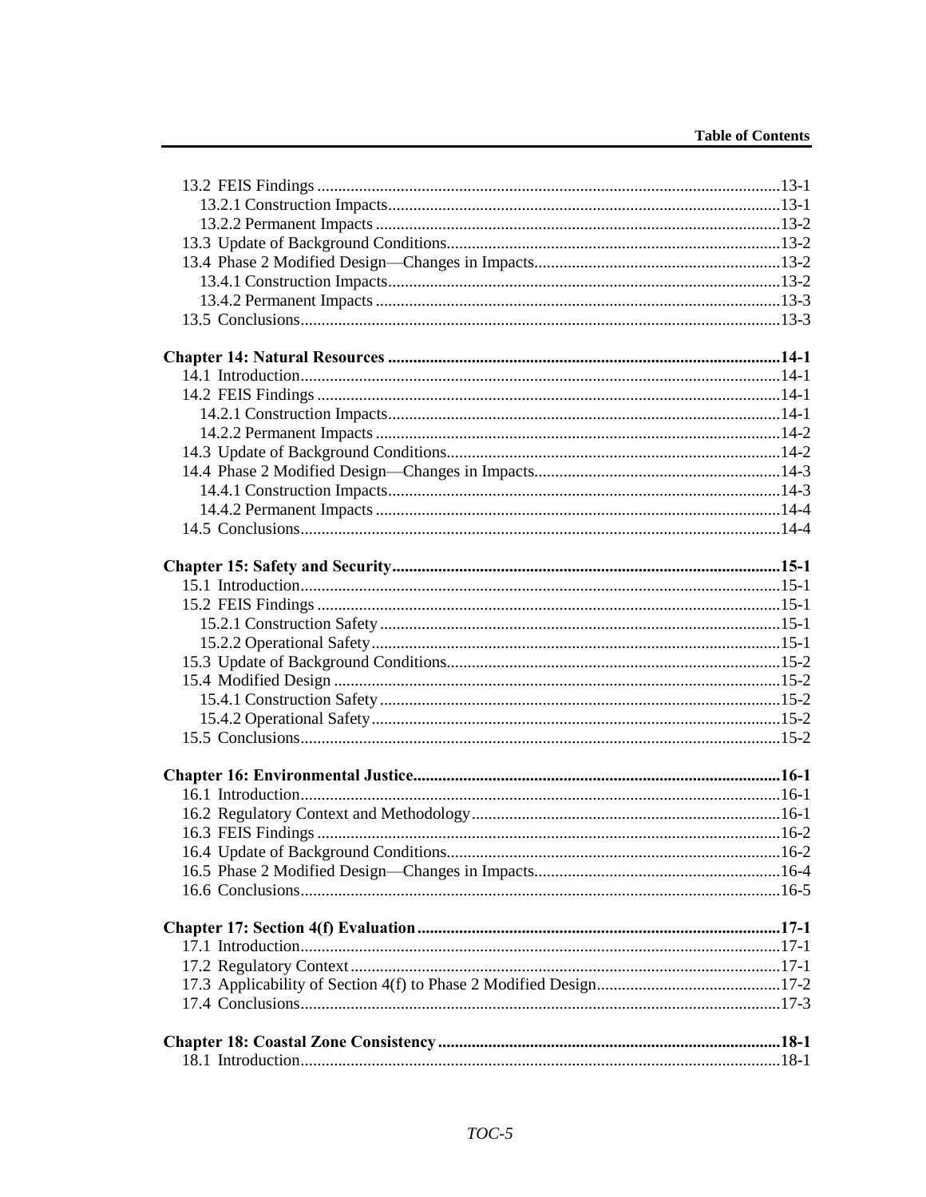13.2 FEIS Findings .......................................................................................................13-1
13.2.1 Construction Impacts.........................................................................................13-1
13.2.2 Permanent Impacts ...........................................................................................13-2
13.3 Update of Background Conditions.............................................................................13-2
13.4 Phase 2 Modified Design—Changes in Impacts.........................................................13-2
13.4.1 Construction Impacts.........................................................................................13-2
13.4.2 Permanent Impacts ...........................................................................................13-3
13.5 Conclusions...............................................................................................................13-3

**Chapter 14: Natural Resources ..........................................................................................14-1**
14.1 Introduction...............................................................................................................14-1
14.2 FEIS Findings .......................................................................................................14-1
14.2.1 Construction Impacts.........................................................................................14-1
14.2.2 Permanent Impacts ...........................................................................................14-2
14.3 Update of Background Conditions.............................................................................14-2
14.4 Phase 2 Modified Design—Changes in Impacts.........................................................14-3
14.4.1 Construction Impacts.........................................................................................14-3
14.4.2 Permanent Impacts ...........................................................................................14-4
14.5 Conclusions...............................................................................................................14-4

**Chapter 15: Safety and Security..........................................................................................15-1**
15.1 Introduction...............................................................................................................15-1
15.2 FEIS Findings .......................................................................................................15-1
15.2.1 Construction Safety ...........................................................................................15-1
15.2.2 Operational Safety.............................................................................................15-1
15.3 Update of Background Conditions.............................................................................15-2
15.4 Modified Design .......................................................................................................15-2
15.4.1 Construction Safety ...........................................................................................15-2
15.4.2 Operational Safety.............................................................................................15-2
15.5 Conclusions...............................................................................................................15-2

**Chapter 16: Environmental Justice.....................................................................................16-1**
16.1 Introduction...............................................................................................................16-1
16.2 Regulatory Context and Methodology.......................................................................16-1
16.3 FEIS Findings .......................................................................................................16-2
16.4 Update of Background Conditions.............................................................................16-2
16.5 Phase 2 Modified Design—Changes in Impacts.........................................................16-4
16.6 Conclusions...............................................................................................................16-5

**Chapter 17: Section 4(f) Evaluation....................................................................................17-1**
17.1 Introduction...............................................................................................................17-1
17.2 Regulatory Context....................................................................................................17-1
17.3 Applicability of Section 4(f) to Phase 2 Modified Design..........................................17-2
17.4 Conclusions...............................................................................................................17-3

**Chapter 18: Coastal Zone Consistency ...............................................................................18-1**
18.1 Introduction...............................................................................................................18-1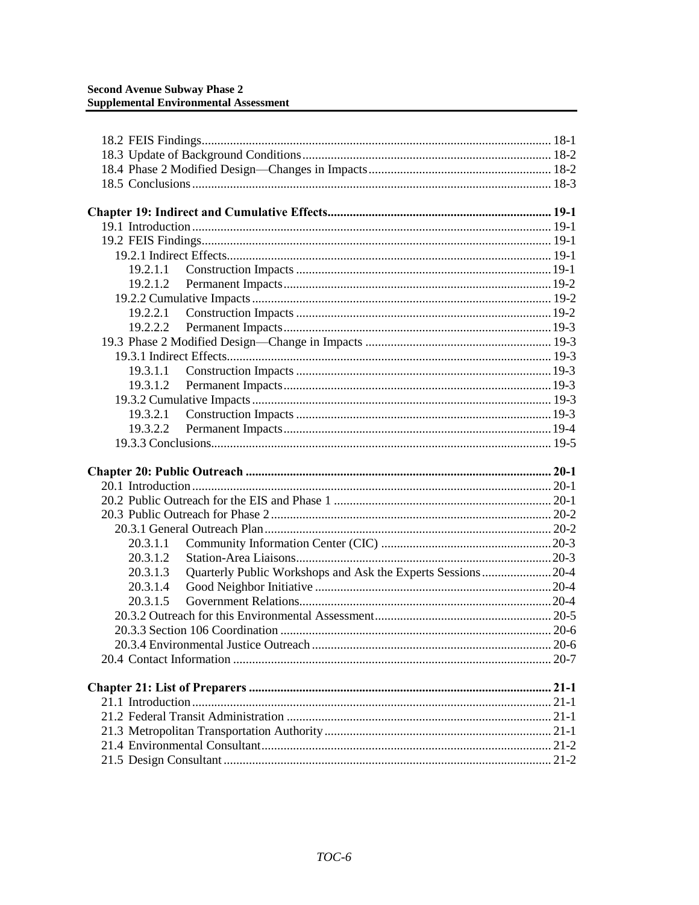18.2 FEIS Findings ... 18-1
18.3 Update of Background Conditions ... 18-2
18.4 Phase 2 Modified Design—Changes in Impacts ... 18-2
18.5 Conclusions ... 18-3

**Chapter 19: Indirect and Cumulative Effects ... 19-1**
19.1 Introduction ... 19-1
19.2 FEIS Findings ... 19-1
19.2.1 Indirect Effects ... 19-1
19.2.1.1 Construction Impacts ... 19-1
19.2.1.2 Permanent Impacts ... 19-2
19.2.2 Cumulative Impacts ... 19-2
19.2.2.1 Construction Impacts ... 19-2
19.2.2.2 Permanent Impacts ... 19-3
19.3 Phase 2 Modified Design—Change in Impacts ... 19-3
19.3.1 Indirect Effects ... 19-3
19.3.1.1 Construction Impacts ... 19-3
19.3.1.2 Permanent Impacts ... 19-3
19.3.2 Cumulative Impacts ... 19-3
19.3.2.1 Construction Impacts ... 19-3
19.3.2.2 Permanent Impacts ... 19-4
19.3.3 Conclusions ... 19-5

**Chapter 20: Public Outreach ... 20-1**
20.1 Introduction ... 20-1
20.2 Public Outreach for the EIS and Phase 1 ... 20-1
20.3 Public Outreach for Phase 2 ... 20-2
20.3.1 General Outreach Plan ... 20-2
20.3.1.1 Community Information Center (CIC) ... 20-3
20.3.1.2 Station-Area Liaisons ... 20-3
20.3.1.3 Quarterly Public Workshops and Ask the Experts Sessions ... 20-4
20.3.1.4 Good Neighbor Initiative ... 20-4
20.3.1.5 Government Relations ... 20-4
20.3.2 Outreach for this Environmental Assessment ... 20-5
20.3.3 Section 106 Coordination ... 20-6
20.3.4 Environmental Justice Outreach ... 20-6
20.4 Contact Information ... 20-7

**Chapter 21: List of Preparers ... 21-1**
21.1 Introduction ... 21-1
21.2 Federal Transit Administration ... 21-1
21.3 Metropolitan Transportation Authority ... 21-1
21.4 Environmental Consultant ... 21-2
21.5 Design Consultant ... 21-2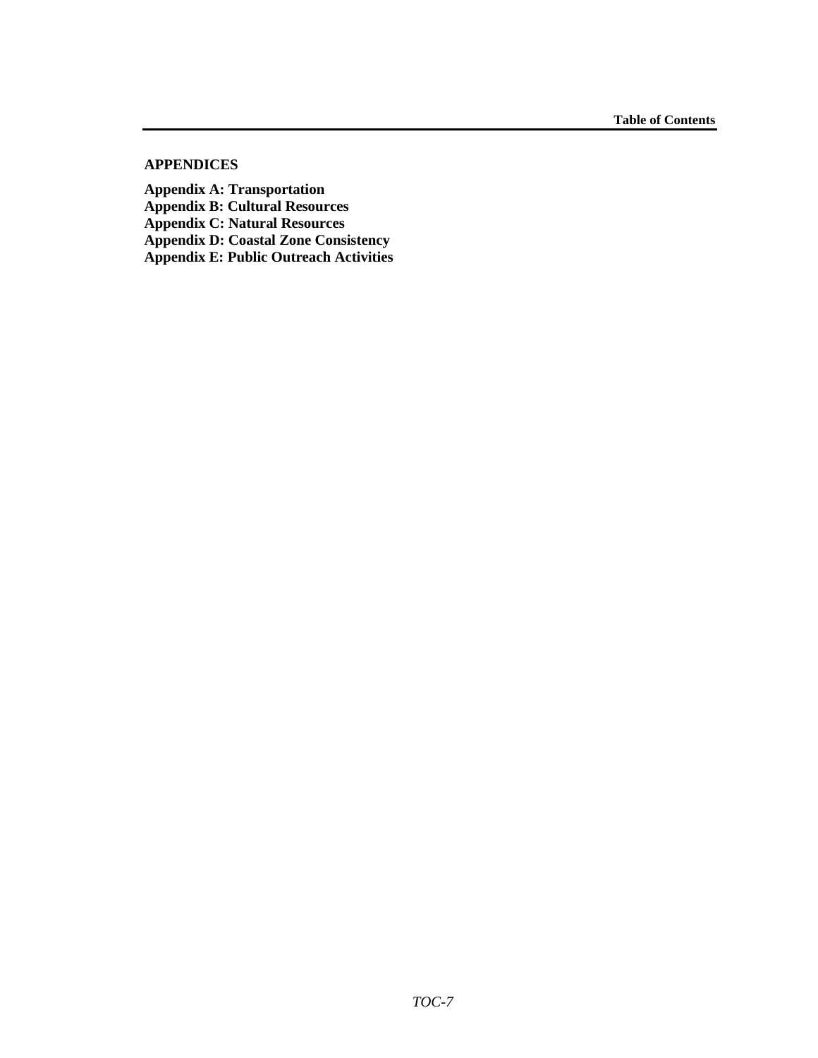## APPENDICES

**Appendix A: Transportation**
**Appendix B: Cultural Resources**
**Appendix C: Natural Resources**
**Appendix D: Coastal Zone Consistency**
**Appendix E: Public Outreach Activities**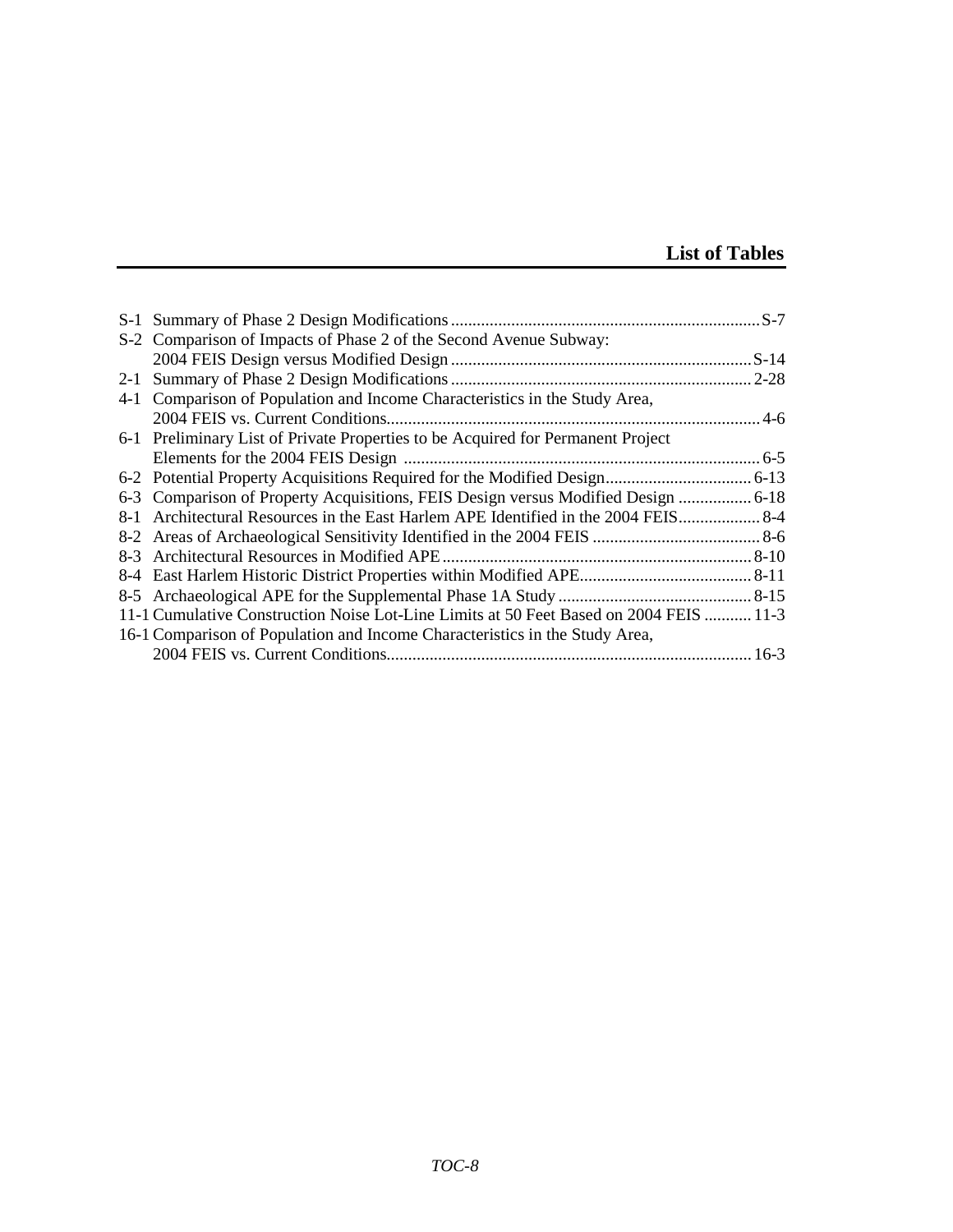# List of Tables

| | | |
|---|---|---|
| S-1 | Summary of Phase 2 Design Modifications | S-7 |
| S-2 | Comparison of Impacts of Phase 2 of the Second Avenue Subway: 2004 FEIS Design versus Modified Design | S-14 |
| 2-1 | Summary of Phase 2 Design Modifications | 2-28 |
| 4-1 | Comparison of Population and Income Characteristics in the Study Area, 2004 FEIS vs. Current Conditions | 4-6 |
| 6-1 | Preliminary List of Private Properties to be Acquired for Permanent Project Elements for the 2004 FEIS Design | 6-5 |
| 6-2 | Potential Property Acquisitions Required for the Modified Design | 6-13 |
| 6-3 | Comparison of Property Acquisitions, FEIS Design versus Modified Design | 6-18 |
| 8-1 | Architectural Resources in the East Harlem APE Identified in the 2004 FEIS | 8-4 |
| 8-2 | Areas of Archaeological Sensitivity Identified in the 2004 FEIS | 8-6 |
| 8-3 | Architectural Resources in Modified APE | 8-10 |
| 8-4 | East Harlem Historic District Properties within Modified APE | 8-11 |
| 8-5 | Archaeological APE for the Supplemental Phase 1A Study | 8-15 |
| 11-1 | Cumulative Construction Noise Lot-Line Limits at 50 Feet Based on 2004 FEIS | 11-3 |
| 16-1 | Comparison of Population and Income Characteristics in the Study Area, 2004 FEIS vs. Current Conditions | 16-3 |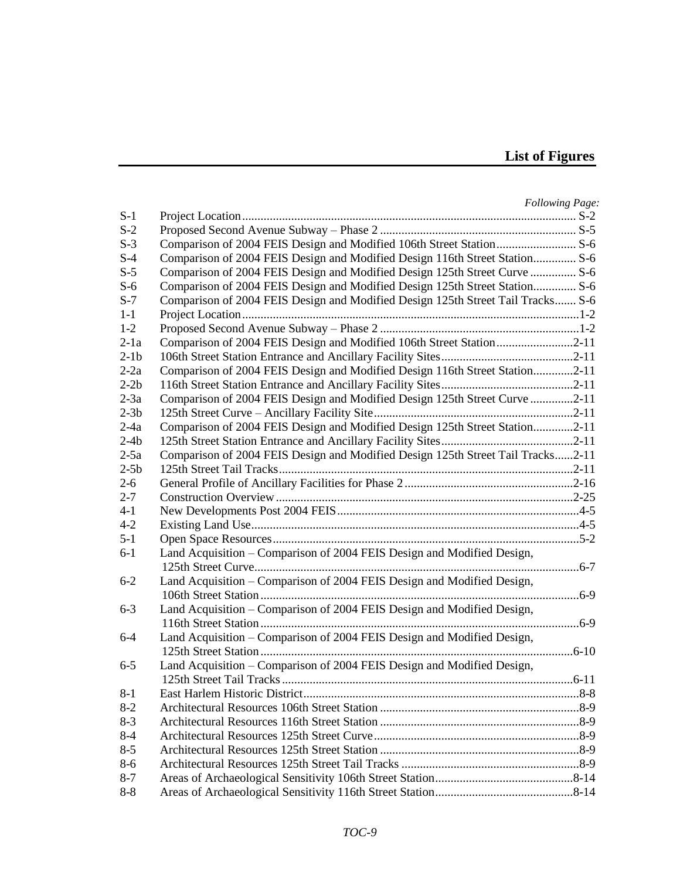# List of Figures

| | | *Following Page:* |
|---|---|---|
| S-1 | Project Location | S-2 |
| S-2 | Proposed Second Avenue Subway – Phase 2 | S-5 |
| S-3 | Comparison of 2004 FEIS Design and Modified 106th Street Station | S-6 |
| S-4 | Comparison of 2004 FEIS Design and Modified Design 116th Street Station | S-6 |
| S-5 | Comparison of 2004 FEIS Design and Modified Design 125th Street Curve | S-6 |
| S-6 | Comparison of 2004 FEIS Design and Modified Design 125th Street Station | S-6 |
| S-7 | Comparison of 2004 FEIS Design and Modified Design 125th Street Tail Tracks | S-6 |
| 1-1 | Project Location | 1-2 |
| 1-2 | Proposed Second Avenue Subway – Phase 2 | 1-2 |
| 2-1a | Comparison of 2004 FEIS Design and Modified 106th Street Station | 2-11 |
| 2-1b | 106th Street Station Entrance and Ancillary Facility Sites | 2-11 |
| 2-2a | Comparison of 2004 FEIS Design and Modified Design 116th Street Station | 2-11 |
| 2-2b | 116th Street Station Entrance and Ancillary Facility Sites | 2-11 |
| 2-3a | Comparison of 2004 FEIS Design and Modified Design 125th Street Curve | 2-11 |
| 2-3b | 125th Street Curve – Ancillary Facility Site | 2-11 |
| 2-4a | Comparison of 2004 FEIS Design and Modified Design 125th Street Station | 2-11 |
| 2-4b | 125th Street Station Entrance and Ancillary Facility Sites | 2-11 |
| 2-5a | Comparison of 2004 FEIS Design and Modified Design 125th Street Tail Tracks | 2-11 |
| 2-5b | 125th Street Tail Tracks | 2-11 |
| 2-6 | General Profile of Ancillary Facilities for Phase 2 | 2-16 |
| 2-7 | Construction Overview | 2-25 |
| 4-1 | New Developments Post 2004 FEIS | 4-5 |
| 4-2 | Existing Land Use | 4-5 |
| 5-1 | Open Space Resources | 5-2 |
| 6-1 | Land Acquisition – Comparison of 2004 FEIS Design and Modified Design, 125th Street Curve | 6-7 |
| 6-2 | Land Acquisition – Comparison of 2004 FEIS Design and Modified Design, 106th Street Station | 6-9 |
| 6-3 | Land Acquisition – Comparison of 2004 FEIS Design and Modified Design, 116th Street Station | 6-9 |
| 6-4 | Land Acquisition – Comparison of 2004 FEIS Design and Modified Design, 125th Street Station | 6-10 |
| 6-5 | Land Acquisition – Comparison of 2004 FEIS Design and Modified Design, 125th Street Tail Tracks | 6-11 |
| 8-1 | East Harlem Historic District | 8-8 |
| 8-2 | Architectural Resources 106th Street Station | 8-9 |
| 8-3 | Architectural Resources 116th Street Station | 8-9 |
| 8-4 | Architectural Resources 125th Street Curve | 8-9 |
| 8-5 | Architectural Resources 125th Street Station | 8-9 |
| 8-6 | Architectural Resources 125th Street Tail Tracks | 8-9 |
| 8-7 | Areas of Archaeological Sensitivity 106th Street Station | 8-14 |
| 8-8 | Areas of Archaeological Sensitivity 116th Street Station | 8-14 |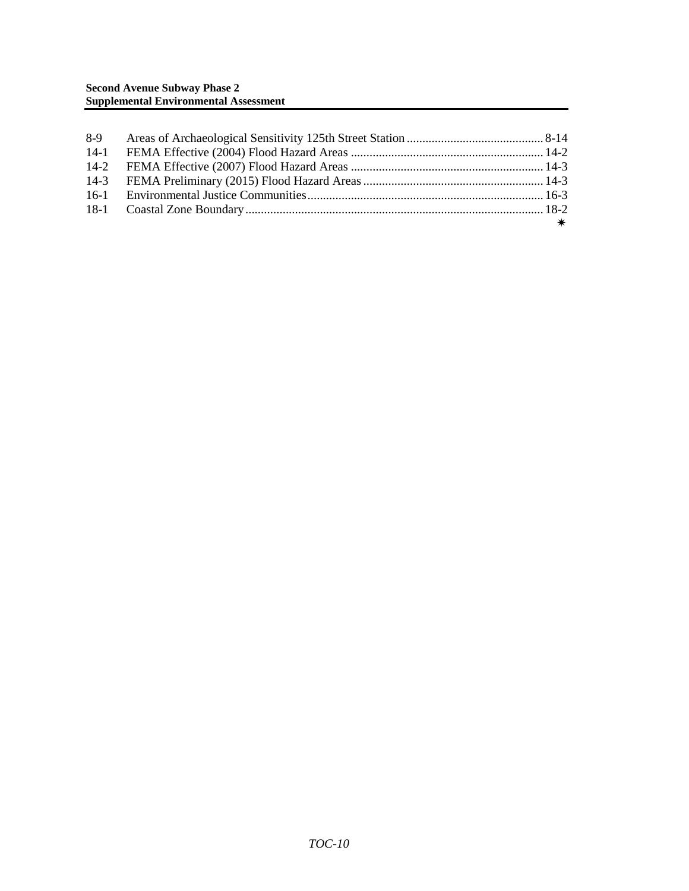| | | |
|---|---|---|
| 8-9 | Areas of Archaeological Sensitivity 125th Street Station | 8-14 |
| 14-1 | FEMA Effective (2004) Flood Hazard Areas | 14-2 |
| 14-2 | FEMA Effective (2007) Flood Hazard Areas | 14-3 |
| 14-3 | FEMA Preliminary (2015) Flood Hazard Areas | 14-3 |
| 16-1 | Environmental Justice Communities | 16-3 |
| 18-1 | Coastal Zone Boundary | 18-2 |

✷